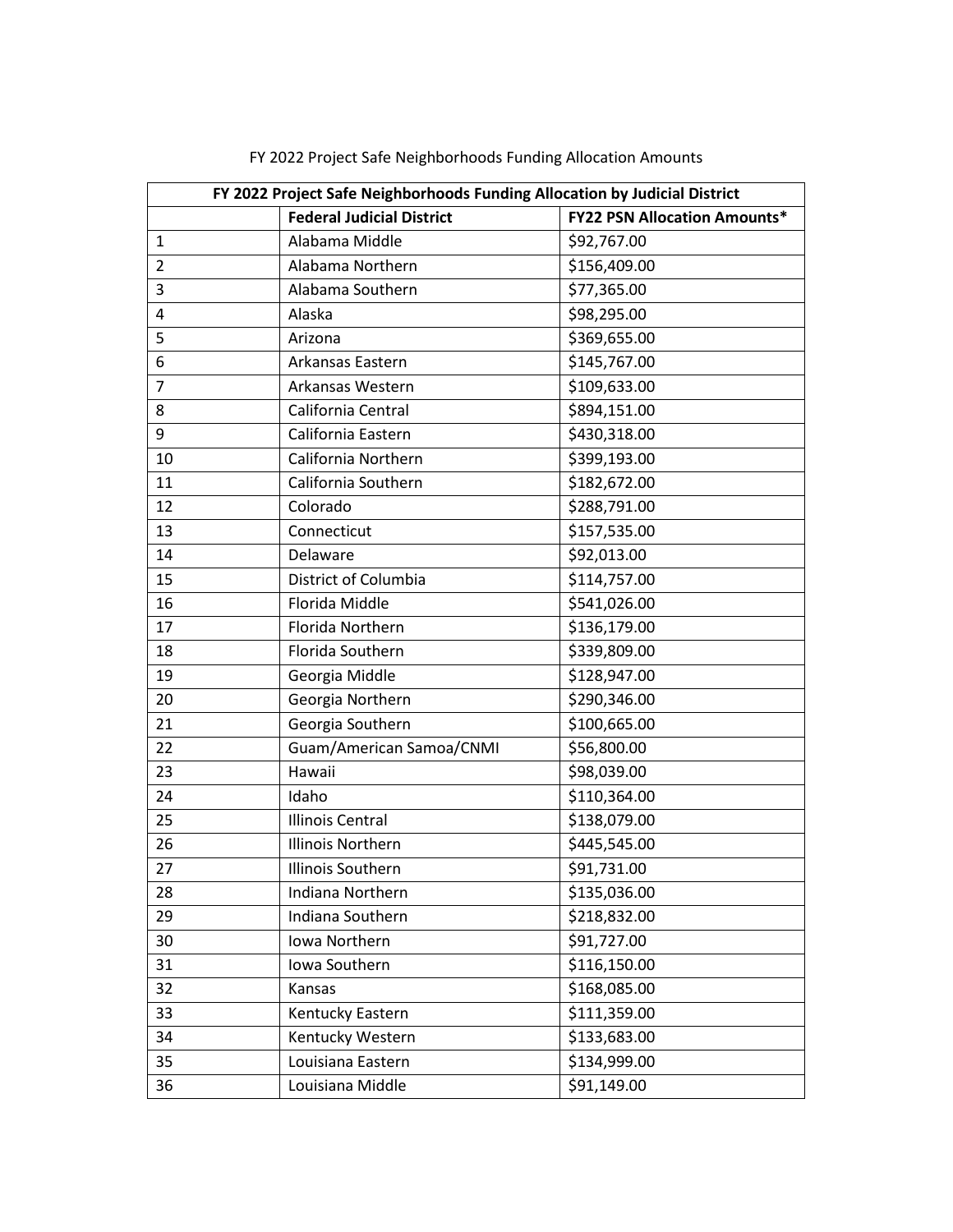FY 2022 Project Safe Neighborhoods Funding Allocation Amounts

| FY 2022 Project Safe Neighborhoods Funding Allocation by Judicial District | | |
|---|---|---|
| | **Federal Judicial District** | **FY22 PSN Allocation Amounts*** |
| 1 | Alabama Middle | $92,767.00 |
| 2 | Alabama Northern | $156,409.00 |
| 3 | Alabama Southern | $77,365.00 |
| 4 | Alaska | $98,295.00 |
| 5 | Arizona | $369,655.00 |
| 6 | Arkansas Eastern | $145,767.00 |
| 7 | Arkansas Western | $109,633.00 |
| 8 | California Central | $894,151.00 |
| 9 | California Eastern | $430,318.00 |
| 10 | California Northern | $399,193.00 |
| 11 | California Southern | $182,672.00 |
| 12 | Colorado | $288,791.00 |
| 13 | Connecticut | $157,535.00 |
| 14 | Delaware | $92,013.00 |
| 15 | District of Columbia | $114,757.00 |
| 16 | Florida Middle | $541,026.00 |
| 17 | Florida Northern | $136,179.00 |
| 18 | Florida Southern | $339,809.00 |
| 19 | Georgia Middle | $128,947.00 |
| 20 | Georgia Northern | $290,346.00 |
| 21 | Georgia Southern | $100,665.00 |
| 22 | Guam/American Samoa/CNMI | $56,800.00 |
| 23 | Hawaii | $98,039.00 |
| 24 | Idaho | $110,364.00 |
| 25 | Illinois Central | $138,079.00 |
| 26 | Illinois Northern | $445,545.00 |
| 27 | Illinois Southern | $91,731.00 |
| 28 | Indiana Northern | $135,036.00 |
| 29 | Indiana Southern | $218,832.00 |
| 30 | Iowa Northern | $91,727.00 |
| 31 | Iowa Southern | $116,150.00 |
| 32 | Kansas | $168,085.00 |
| 33 | Kentucky Eastern | $111,359.00 |
| 34 | Kentucky Western | $133,683.00 |
| 35 | Louisiana Eastern | $134,999.00 |
| 36 | Louisiana Middle | $91,149.00 |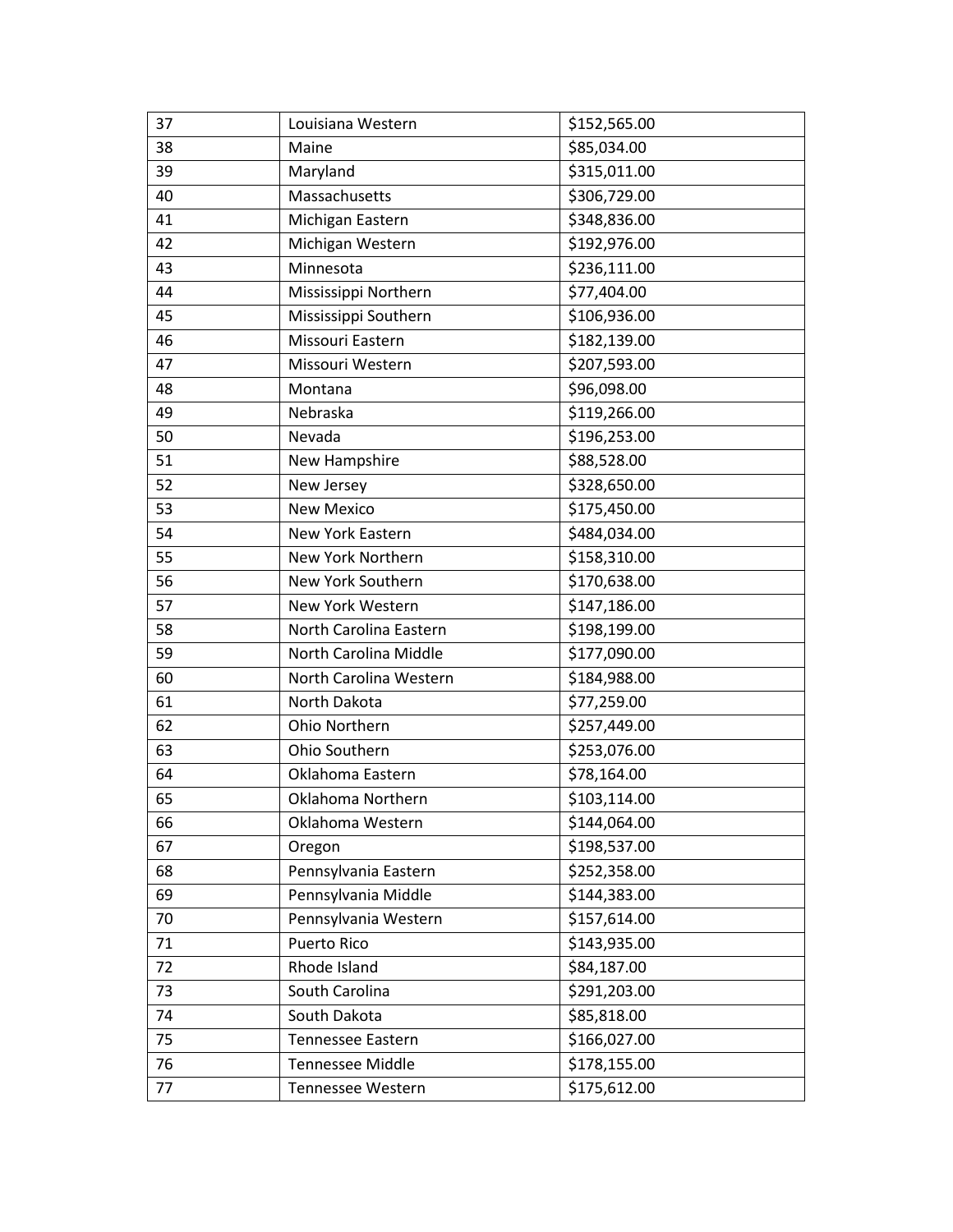| 37 | Louisiana Western | $152,565.00 |
|---|---|---|
| 38 | Maine | $85,034.00 |
| 39 | Maryland | $315,011.00 |
| 40 | Massachusetts | $306,729.00 |
| 41 | Michigan Eastern | $348,836.00 |
| 42 | Michigan Western | $192,976.00 |
| 43 | Minnesota | $236,111.00 |
| 44 | Mississippi Northern | $77,404.00 |
| 45 | Mississippi Southern | $106,936.00 |
| 46 | Missouri Eastern | $182,139.00 |
| 47 | Missouri Western | $207,593.00 |
| 48 | Montana | $96,098.00 |
| 49 | Nebraska | $119,266.00 |
| 50 | Nevada | $196,253.00 |
| 51 | New Hampshire | $88,528.00 |
| 52 | New Jersey | $328,650.00 |
| 53 | New Mexico | $175,450.00 |
| 54 | New York Eastern | $484,034.00 |
| 55 | New York Northern | $158,310.00 |
| 56 | New York Southern | $170,638.00 |
| 57 | New York Western | $147,186.00 |
| 58 | North Carolina Eastern | $198,199.00 |
| 59 | North Carolina Middle | $177,090.00 |
| 60 | North Carolina Western | $184,988.00 |
| 61 | North Dakota | $77,259.00 |
| 62 | Ohio Northern | $257,449.00 |
| 63 | Ohio Southern | $253,076.00 |
| 64 | Oklahoma Eastern | $78,164.00 |
| 65 | Oklahoma Northern | $103,114.00 |
| 66 | Oklahoma Western | $144,064.00 |
| 67 | Oregon | $198,537.00 |
| 68 | Pennsylvania Eastern | $252,358.00 |
| 69 | Pennsylvania Middle | $144,383.00 |
| 70 | Pennsylvania Western | $157,614.00 |
| 71 | Puerto Rico | $143,935.00 |
| 72 | Rhode Island | $84,187.00 |
| 73 | South Carolina | $291,203.00 |
| 74 | South Dakota | $85,818.00 |
| 75 | Tennessee Eastern | $166,027.00 |
| 76 | Tennessee Middle | $178,155.00 |
| 77 | Tennessee Western | $175,612.00 |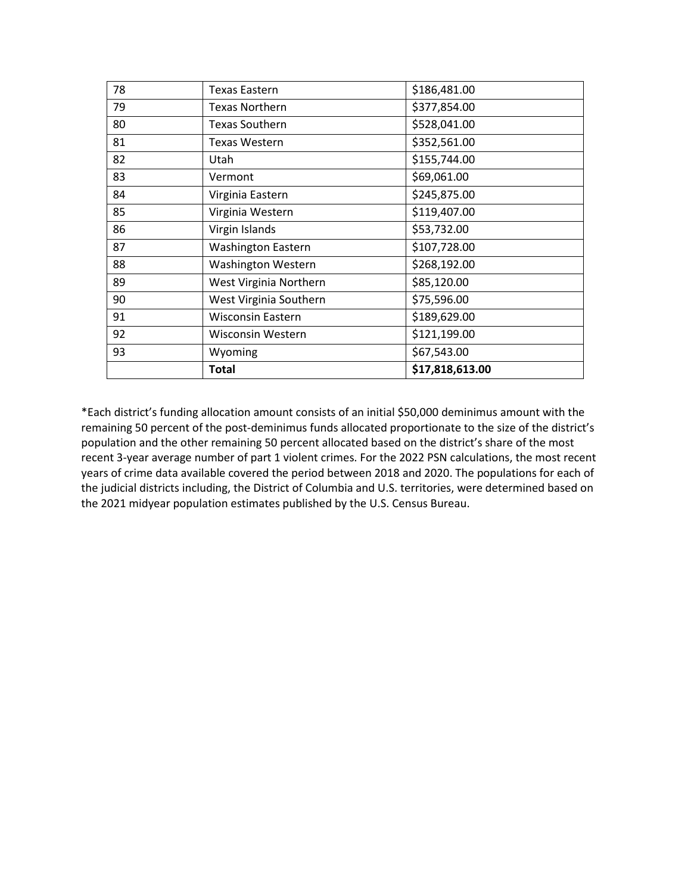| | | |
|---|---|---|
| 78 | Texas Eastern | $186,481.00 |
| 79 | Texas Northern | $377,854.00 |
| 80 | Texas Southern | $528,041.00 |
| 81 | Texas Western | $352,561.00 |
| 82 | Utah | $155,744.00 |
| 83 | Vermont | $69,061.00 |
| 84 | Virginia Eastern | $245,875.00 |
| 85 | Virginia Western | $119,407.00 |
| 86 | Virgin Islands | $53,732.00 |
| 87 | Washington Eastern | $107,728.00 |
| 88 | Washington Western | $268,192.00 |
| 89 | West Virginia Northern | $85,120.00 |
| 90 | West Virginia Southern | $75,596.00 |
| 91 | Wisconsin Eastern | $189,629.00 |
| 92 | Wisconsin Western | $121,199.00 |
| 93 | Wyoming | $67,543.00 |
| | **Total** | **$17,818,613.00** |

*Each district's funding allocation amount consists of an initial $50,000 deminimus amount with the remaining 50 percent of the post-deminimus funds allocated proportionate to the size of the district's population and the other remaining 50 percent allocated based on the district's share of the most recent 3-year average number of part 1 violent crimes. For the 2022 PSN calculations, the most recent years of crime data available covered the period between 2018 and 2020. The populations for each of the judicial districts including, the District of Columbia and U.S. territories, were determined based on the 2021 midyear population estimates published by the U.S. Census Bureau.